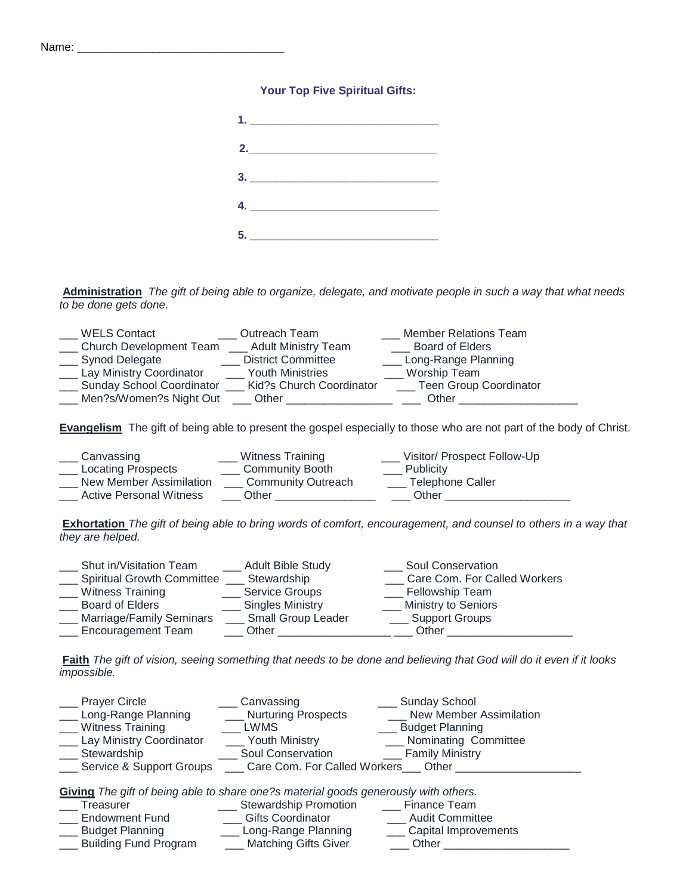Name: ________________________________

**Your Top Five Spiritual Gifts:**

1. ______________________________

2. ______________________________

3. ______________________________

4. ______________________________

5. ______________________________

**Administration** *The gift of being able to organize, delegate, and motivate people in such a way that what needs to be done gets done.*

___ WELS Contact ___ Outreach Team ___ Member Relations Team
___ Church Development Team ___ Adult Ministry Team ___ Board of Elders
___ Synod Delegate ___ District Committee ___ Long-Range Planning
___ Lay Ministry Coordinator ___ Youth Ministries ___ Worship Team
___ Sunday School Coordinator ___ Kid?s Church Coordinator ___ Teen Group Coordinator
___ Men?s/Women?s Night Out ___ Other _________________ ___ Other ___________________

**Evangelism** The gift of being able to present the gospel especially to those who are not part of the body of Christ.

___ Canvassing ___ Witness Training ___ Visitor/ Prospect Follow-Up
___ Locating Prospects ___ Community Booth ___ Publicity
___ New Member Assimilation ___ Community Outreach ___ Telephone Caller
___ Active Personal Witness ___ Other ________________ ___ Other ____________________

**Exhortation** *The gift of being able to bring words of comfort, encouragement, and counsel to others in a way that they are helped.*

___ Shut in/Visitation Team ___ Adult Bible Study ___ Soul Conservation
___ Spiritual Growth Committee ___ Stewardship ___ Care Com. For Called Workers
___ Witness Training ___ Service Groups ___ Fellowship Team
___ Board of Elders ___ Singles Ministry ___ Ministry to Seniors
___ Marriage/Family Seminars ___ Small Group Leader ___ Support Groups
___ Encouragement Team ___ Other __________________ ___ Other ____________________

**Faith** *The gift of vision, seeing something that needs to be done and believing that God will do it even if it looks impossible.*

___ Prayer Circle ___ Canvassing ___ Sunday School
___ Long-Range Planning ___ Nurturing Prospects ___ New Member Assimilation
___ Witness Training ___ LWMS ___ Budget Planning
___ Lay Ministry Coordinator ___ Youth Ministry ___ Nominating Committee
___ Stewardship ___ Soul Conservation ___ Family Ministry
___ Service & Support Groups ___ Care Com. For Called Workers___ Other ____________________

**Giving** *The gift of being able to share one?s material goods generously with others.*
___ Treasurer ___ Stewardship Promotion ___ Finance Team
___ Endowment Fund ___ Gifts Coordinator ___ Audit Committee
___ Budget Planning ___ Long-Range Planning ___ Capital Improvements
___ Building Fund Program ___ Matching Gifts Giver ___ Other ____________________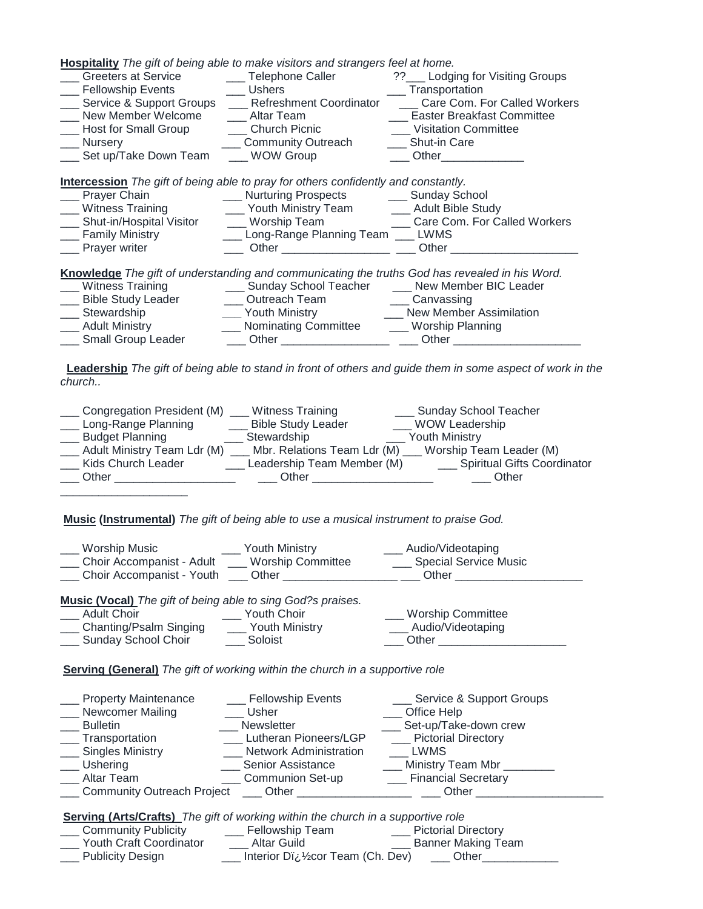**Hospitality** *The gift of being able to make visitors and strangers feel at home.*

___ Greeters at Service ___ Telephone Caller ??___ Lodging for Visiting Groups
___ Fellowship Events ___ Ushers ___ Transportation
___ Service & Support Groups ___ Refreshment Coordinator ___ Care Com. For Called Workers
___ New Member Welcome ___ Altar Team ___ Easter Breakfast Committee
___ Host for Small Group ___ Church Picnic ___ Visitation Committee
___ Nursery ___ Community Outreach ___ Shut-in Care
___ Set up/Take Down Team ___ WOW Group ___ Other_____________

**Intercession** *The gift of being able to pray for others confidently and constantly.*

___ Prayer Chain ___ Nurturing Prospects ___ Sunday School
___ Witness Training ___ Youth Ministry Team ___ Adult Bible Study
___ Shut-in/Hospital Visitor ___ Worship Team ___ Care Com. For Called Workers
___ Family Ministry ___ Long-Range Planning Team ___ LWMS
___ Prayer writer ___ Other _________________ ___ Other ____________________

**Knowledge** *The gift of understanding and communicating the truths God has revealed in his Word.*

___ Witness Training ___ Sunday School Teacher ___ New Member BIC Leader
___ Bible Study Leader ___ Outreach Team ___ Canvassing
___ Stewardship ___ Youth Ministry ___ New Member Assimilation
___ Adult Ministry ___ Nominating Committee ___ Worship Planning
___ Small Group Leader ___ Other _________________ ___ Other ____________________

**Leadership** *The gift of being able to stand in front of others and guide them in some aspect of work in the church..*

___ Congregation President (M) ___ Witness Training ___ Sunday School Teacher
___ Long-Range Planning ___ Bible Study Leader ___ WOW Leadership
___ Budget Planning ___ Stewardship ___ Youth Ministry
___ Adult Ministry Team Ldr (M) ___ Mbr. Relations Team Ldr (M) ___ Worship Team Leader (M)
___ Kids Church Leader ___ Leadership Team Member (M) ___ Spiritual Gifts Coordinator
___ Other ___________________ ___ Other ___________________ ___ Other ___________________

**Music (Instrumental)** *The gift of being able to use a musical instrument to praise God.*

___ Worship Music ___ Youth Ministry ___ Audio/Videotaping
___ Choir Accompanist - Adult ___ Worship Committee ___ Special Service Music
___ Choir Accompanist - Youth ___ Other __________________ ___ Other ____________________

**Music (Vocal)** *The gift of being able to sing God?s praises.*

___ Adult Choir ___ Youth Choir ___ Worship Committee
___ Chanting/Psalm Singing ___ Youth Ministry ___ Audio/Videotaping
___ Sunday School Choir ___ Soloist ___ Other ____________________

**Serving (General)** *The gift of working within the church in a supportive role*

___ Property Maintenance ___ Fellowship Events ___ Service & Support Groups
___ Newcomer Mailing ___ Usher ___ Office Help
___ Bulletin ___ Newsletter ___ Set-up/Take-down crew
___ Transportation ___ Lutheran Pioneers/LGP ___ Pictorial Directory
___ Singles Ministry ___ Network Administration ___ LWMS
___ Ushering ___ Senior Assistance ___ Ministry Team Mbr ________
___ Altar Team ___ Communion Set-up ___ Financial Secretary
___ Community Outreach Project ___ Other __________________ ___ Other ____________________

**Serving (Arts/Crafts)** *The gift of working within the church in a supportive role*

___ Community Publicity ___ Fellowship Team ___ Pictorial Directory
___ Youth Craft Coordinator ___ Altar Guild ___ Banner Making Team
___ Publicity Design ___ Interior Dï¿½cor Team (Ch. Dev) ___ Other____________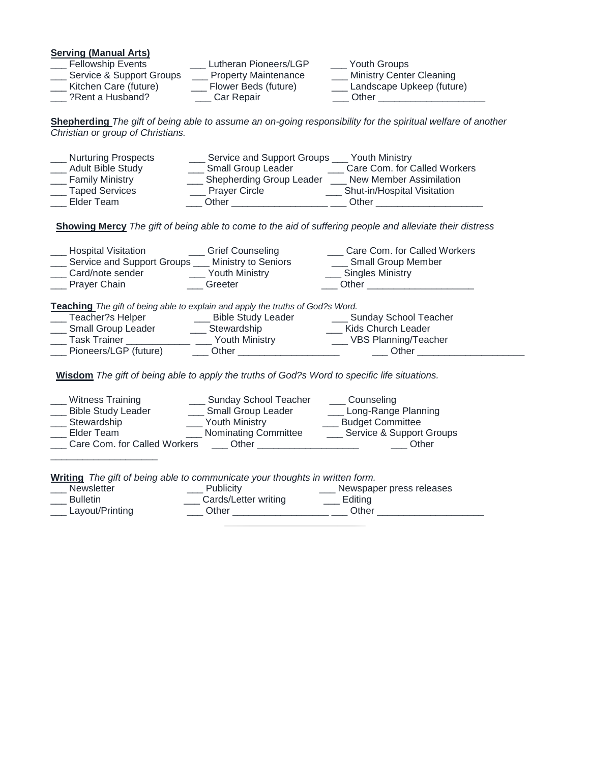**Serving (Manual Arts)**

___ Fellowship Events ___ Lutheran Pioneers/LGP ___ Youth Groups
___ Service & Support Groups ___ Property Maintenance ___ Ministry Center Cleaning
___ Kitchen Care (future) ___ Flower Beds (future) ___ Landscape Upkeep (future)
___ ?Rent a Husband? ___ Car Repair ___ Other ____________________

**Shepherding** *The gift of being able to assume an on-going responsibility for the spiritual welfare of another Christian or group of Christians.*

___ Nurturing Prospects ___ Service and Support Groups ___ Youth Ministry
___ Adult Bible Study ___ Small Group Leader ___ Care Com. for Called Workers
___ Family Ministry ___ Shepherding Group Leader ___ New Member Assimilation
___ Taped Services ___ Prayer Circle ___ Shut-in/Hospital Visitation
___ Elder Team ___ Other __________________ ___ Other ____________________

**Showing Mercy** *The gift of being able to come to the aid of suffering people and alleviate their distress*

___ Hospital Visitation ___ Grief Counseling ___ Care Com. for Called Workers
___ Service and Support Groups ___ Ministry to Seniors ___ Small Group Member
___ Card/note sender ___ Youth Ministry ___ Singles Ministry
___ Prayer Chain ___ Greeter ___ Other ____________________

**Teaching** *The gift of being able to explain and apply the truths of God?s Word.*

___ Teacher?s Helper ___ Bible Study Leader ___ Sunday School Teacher
___ Small Group Leader ___ Stewardship ___ Kids Church Leader
___ Task Trainer ____________ ___ Youth Ministry ___ VBS Planning/Teacher
___ Pioneers/LGP (future) ___ Other ___________________ ___ Other ____________________

**Wisdom** *The gift of being able to apply the truths of God?s Word to specific life situations.*

___ Witness Training ___ Sunday School Teacher ___ Counseling
___ Bible Study Leader ___ Small Group Leader ___ Long-Range Planning
___ Stewardship ___ Youth Ministry ___ Budget Committee
___ Elder Team ___ Nominating Committee ___ Service & Support Groups
___ Care Com. for Called Workers ___ Other ___________________ ___ Other ____________________

**Writing** *The gift of being able to communicate your thoughts in written form.*

___ Newsletter ___ Publicity ___ Newspaper press releases
___ Bulletin ___ Cards/Letter writing ___ Editing
___ Layout/Printing ___ Other __________________ ___ Other ____________________